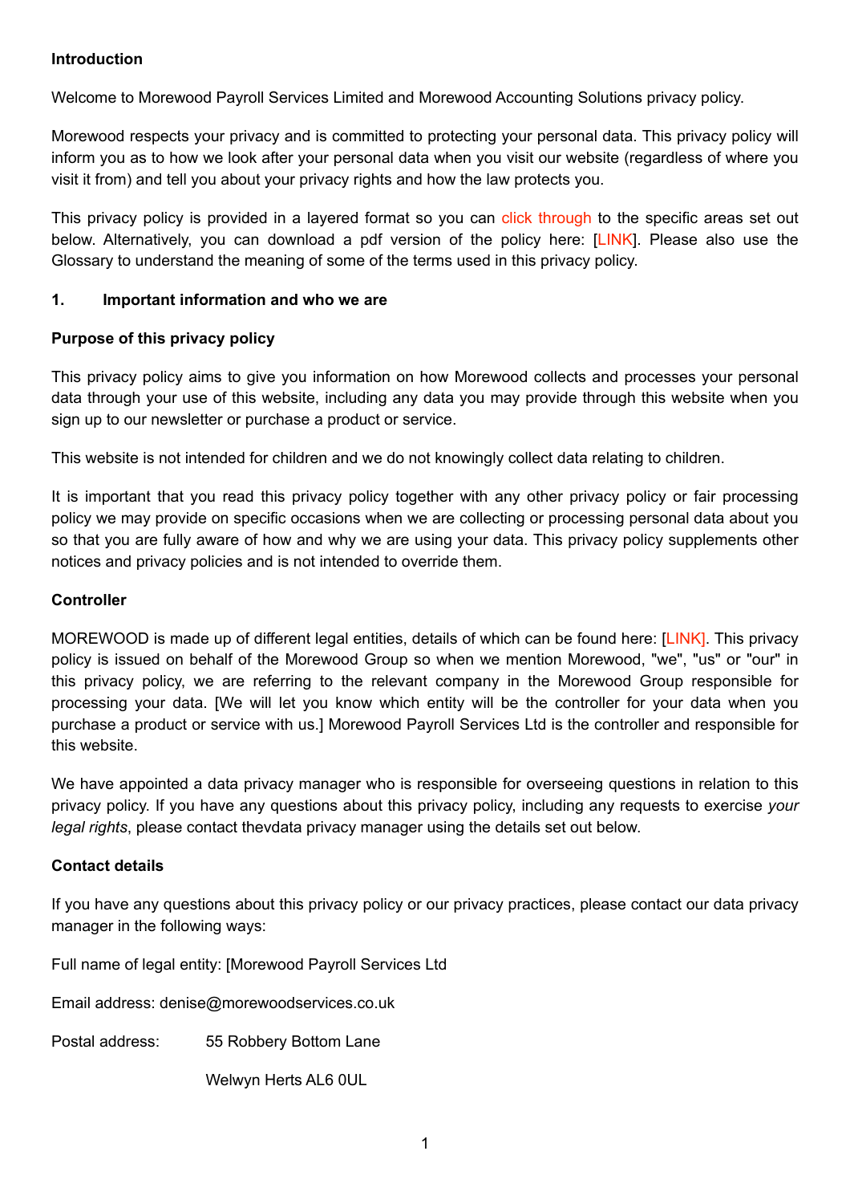**Introduction**

Welcome to Morewood Payroll Services Limited and Morewood Accounting Solutions privacy policy.

Morewood respects your privacy and is committed to protecting your personal data. This privacy policy will inform you as to how we look after your personal data when you visit our website (regardless of where you visit it from) and tell you about your privacy rights and how the law protects you.

This privacy policy is provided in a layered format so you can click through to the specific areas set out below. Alternatively, you can download a pdf version of the policy here: [LINK]. Please also use the Glossary to understand the meaning of some of the terms used in this privacy policy.

## 1. Important information and who we are

**Purpose of this privacy policy**

This privacy policy aims to give you information on how Morewood collects and processes your personal data through your use of this website, including any data you may provide through this website when you sign up to our newsletter or purchase a product or service.

This website is not intended for children and we do not knowingly collect data relating to children.

It is important that you read this privacy policy together with any other privacy policy or fair processing policy we may provide on specific occasions when we are collecting or processing personal data about you so that you are fully aware of how and why we are using your data. This privacy policy supplements other notices and privacy policies and is not intended to override them.

**Controller**

MOREWOOD is made up of different legal entities, details of which can be found here: [LINK]. This privacy policy is issued on behalf of the Morewood Group so when we mention Morewood, "we", "us" or "our" in this privacy policy, we are referring to the relevant company in the Morewood Group responsible for processing your data. [We will let you know which entity will be the controller for your data when you purchase a product or service with us.] Morewood Payroll Services Ltd is the controller and responsible for this website.

We have appointed a data privacy manager who is responsible for overseeing questions in relation to this privacy policy. If you have any questions about this privacy policy, including any requests to exercise *your legal rights*, please contact thevdata privacy manager using the details set out below.

**Contact details**

If you have any questions about this privacy policy or our privacy practices, please contact our data privacy manager in the following ways:

Full name of legal entity: [Morewood Payroll Services Ltd

Email address: denise@morewoodservices.co.uk

Postal address: 55 Robbery Bottom Lane

Welwyn Herts AL6 0UL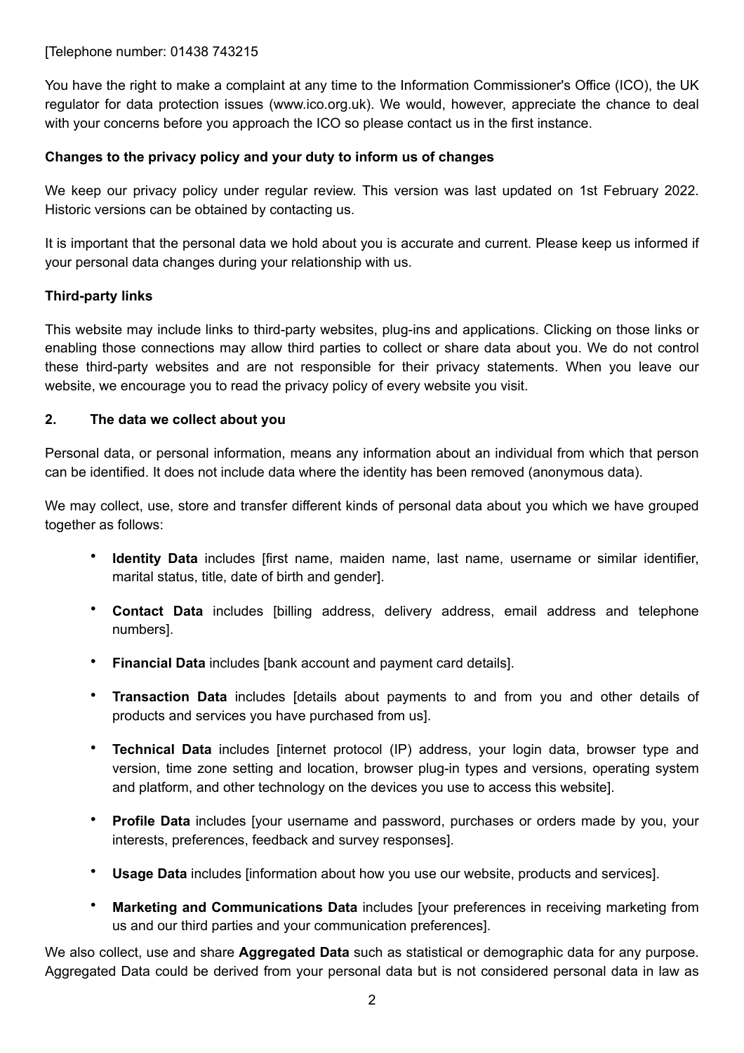[Telephone number: 01438 743215

You have the right to make a complaint at any time to the Information Commissioner's Office (ICO), the UK regulator for data protection issues (www.ico.org.uk). We would, however, appreciate the chance to deal with your concerns before you approach the ICO so please contact us in the first instance.

**Changes to the privacy policy and your duty to inform us of changes**

We keep our privacy policy under regular review. This version was last updated on 1st February 2022. Historic versions can be obtained by contacting us.

It is important that the personal data we hold about you is accurate and current. Please keep us informed if your personal data changes during your relationship with us.

**Third-party links**

This website may include links to third-party websites, plug-ins and applications. Clicking on those links or enabling those connections may allow third parties to collect or share data about you. We do not control these third-party websites and are not responsible for their privacy statements. When you leave our website, we encourage you to read the privacy policy of every website you visit.

## 2. The data we collect about you

Personal data, or personal information, means any information about an individual from which that person can be identified. It does not include data where the identity has been removed (anonymous data).

We may collect, use, store and transfer different kinds of personal data about you which we have grouped together as follows:

- **Identity Data** includes [first name, maiden name, last name, username or similar identifier, marital status, title, date of birth and gender].
- **Contact Data** includes [billing address, delivery address, email address and telephone numbers].
- **Financial Data** includes [bank account and payment card details].
- **Transaction Data** includes [details about payments to and from you and other details of products and services you have purchased from us].
- **Technical Data** includes [internet protocol (IP) address, your login data, browser type and version, time zone setting and location, browser plug-in types and versions, operating system and platform, and other technology on the devices you use to access this website].
- **Profile Data** includes [your username and password, purchases or orders made by you, your interests, preferences, feedback and survey responses].
- **Usage Data** includes [information about how you use our website, products and services].
- **Marketing and Communications Data** includes [your preferences in receiving marketing from us and our third parties and your communication preferences].

We also collect, use and share **Aggregated Data** such as statistical or demographic data for any purpose. Aggregated Data could be derived from your personal data but is not considered personal data in law as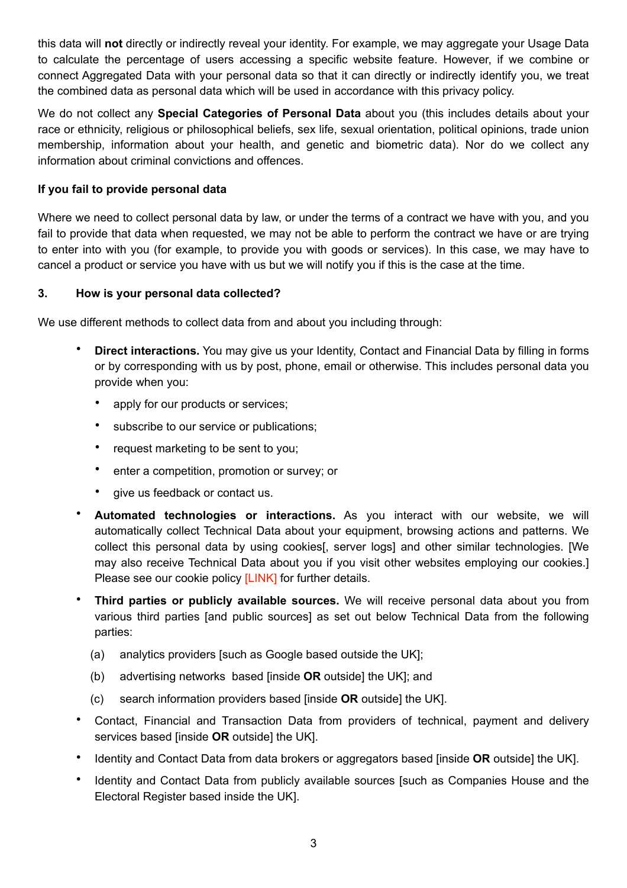this data will **not** directly or indirectly reveal your identity. For example, we may aggregate your Usage Data to calculate the percentage of users accessing a specific website feature. However, if we combine or connect Aggregated Data with your personal data so that it can directly or indirectly identify you, we treat the combined data as personal data which will be used in accordance with this privacy policy.

We do not collect any **Special Categories of Personal Data** about you (this includes details about your race or ethnicity, religious or philosophical beliefs, sex life, sexual orientation, political opinions, trade union membership, information about your health, and genetic and biometric data). Nor do we collect any information about criminal convictions and offences.

**If you fail to provide personal data**

Where we need to collect personal data by law, or under the terms of a contract we have with you, and you fail to provide that data when requested, we may not be able to perform the contract we have or are trying to enter into with you (for example, to provide you with goods or services). In this case, we may have to cancel a product or service you have with us but we will notify you if this is the case at the time.

## 3. How is your personal data collected?

We use different methods to collect data from and about you including through:

- **Direct interactions.** You may give us your Identity, Contact and Financial Data by filling in forms or by corresponding with us by post, phone, email or otherwise. This includes personal data you provide when you:
  - apply for our products or services;
  - subscribe to our service or publications;
  - request marketing to be sent to you;
  - enter a competition, promotion or survey; or
  - give us feedback or contact us.
- **Automated technologies or interactions.** As you interact with our website, we will automatically collect Technical Data about your equipment, browsing actions and patterns. We collect this personal data by using cookies[, server logs] and other similar technologies. [We may also receive Technical Data about you if you visit other websites employing our cookies.] Please see our cookie policy [LINK] for further details.
- **Third parties or publicly available sources.** We will receive personal data about you from various third parties [and public sources] as set out below Technical Data from the following parties:
  - (a) analytics providers [such as Google based outside the UK];
  - (b) advertising networks based [inside **OR** outside] the UK]; and
  - (c) search information providers based [inside **OR** outside] the UK].
- Contact, Financial and Transaction Data from providers of technical, payment and delivery services based [inside **OR** outside] the UK].
- Identity and Contact Data from data brokers or aggregators based [inside **OR** outside] the UK].
- Identity and Contact Data from publicly available sources [such as Companies House and the Electoral Register based inside the UK].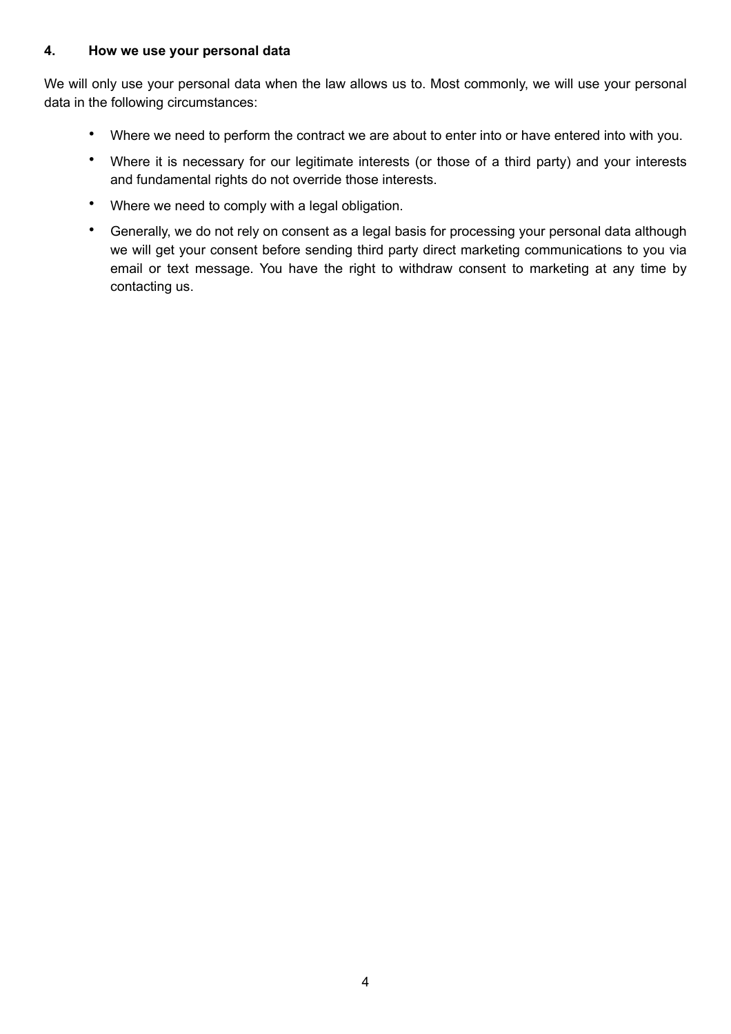## 4. How we use your personal data

We will only use your personal data when the law allows us to. Most commonly, we will use your personal data in the following circumstances:

- Where we need to perform the contract we are about to enter into or have entered into with you.
- Where it is necessary for our legitimate interests (or those of a third party) and your interests and fundamental rights do not override those interests.
- Where we need to comply with a legal obligation.
- Generally, we do not rely on consent as a legal basis for processing your personal data although we will get your consent before sending third party direct marketing communications to you via email or text message. You have the right to withdraw consent to marketing at any time by contacting us.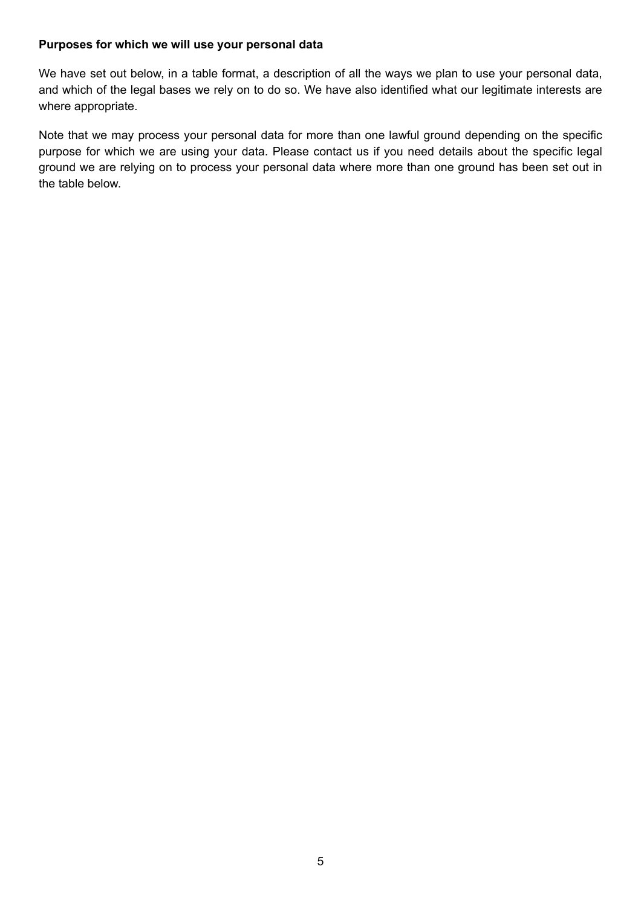**Purposes for which we will use your personal data**

We have set out below, in a table format, a description of all the ways we plan to use your personal data, and which of the legal bases we rely on to do so. We have also identified what our legitimate interests are where appropriate.

Note that we may process your personal data for more than one lawful ground depending on the specific purpose for which we are using your data. Please contact us if you need details about the specific legal ground we are relying on to process your personal data where more than one ground has been set out in the table below.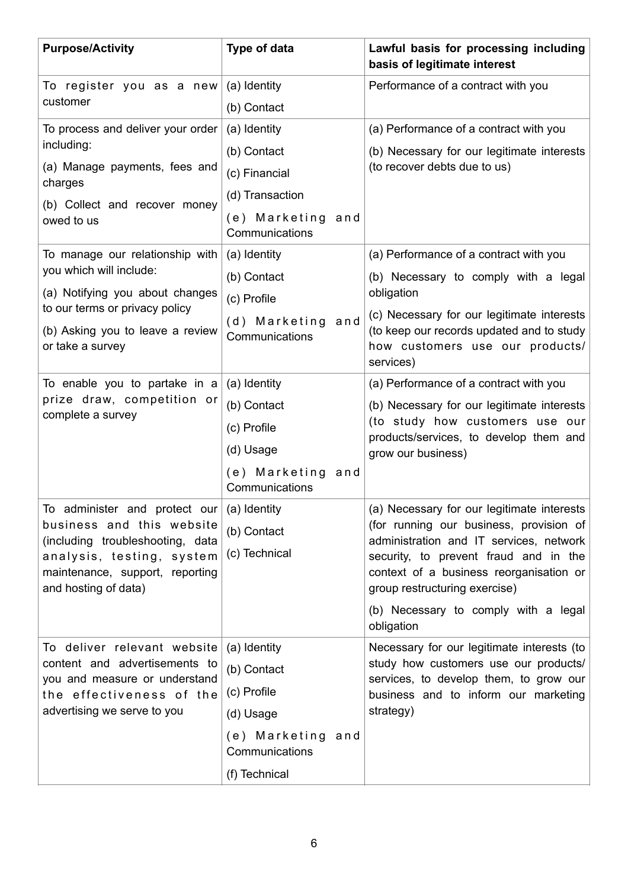| Purpose/Activity | Type of data | Lawful basis for processing including basis of legitimate interest |
| --- | --- | --- |
| To register you as a new customer | (a) Identity<br>(b) Contact | Performance of a contract with you |
| To process and deliver your order including:<br>(a) Manage payments, fees and charges<br>(b) Collect and recover money owed to us | (a) Identity<br>(b) Contact<br>(c) Financial<br>(d) Transaction<br>(e) Marketing and Communications | (a) Performance of a contract with you<br>(b) Necessary for our legitimate interests (to recover debts due to us) |
| To manage our relationship with you which will include:<br>(a) Notifying you about changes to our terms or privacy policy<br>(b) Asking you to leave a review or take a survey | (a) Identity<br>(b) Contact<br>(c) Profile<br>(d) Marketing and Communications | (a) Performance of a contract with you<br>(b) Necessary to comply with a legal obligation<br>(c) Necessary for our legitimate interests (to keep our records updated and to study how customers use our products/services) |
| To enable you to partake in a prize draw, competition or complete a survey | (a) Identity<br>(b) Contact<br>(c) Profile<br>(d) Usage<br>(e) Marketing and Communications | (a) Performance of a contract with you<br>(b) Necessary for our legitimate interests (to study how customers use our products/services, to develop them and grow our business) |
| To administer and protect our business and this website (including troubleshooting, data analysis, testing, system maintenance, support, reporting and hosting of data) | (a) Identity<br>(b) Contact<br>(c) Technical | (a) Necessary for our legitimate interests (for running our business, provision of administration and IT services, network security, to prevent fraud and in the context of a business reorganisation or group restructuring exercise)<br>(b) Necessary to comply with a legal obligation |
| To deliver relevant website content and advertisements to you and measure or understand the effectiveness of the advertising we serve to you | (a) Identity<br>(b) Contact<br>(c) Profile<br>(d) Usage<br>(e) Marketing and Communications<br>(f) Technical | Necessary for our legitimate interests (to study how customers use our products/services, to develop them, to grow our business and to inform our marketing strategy) |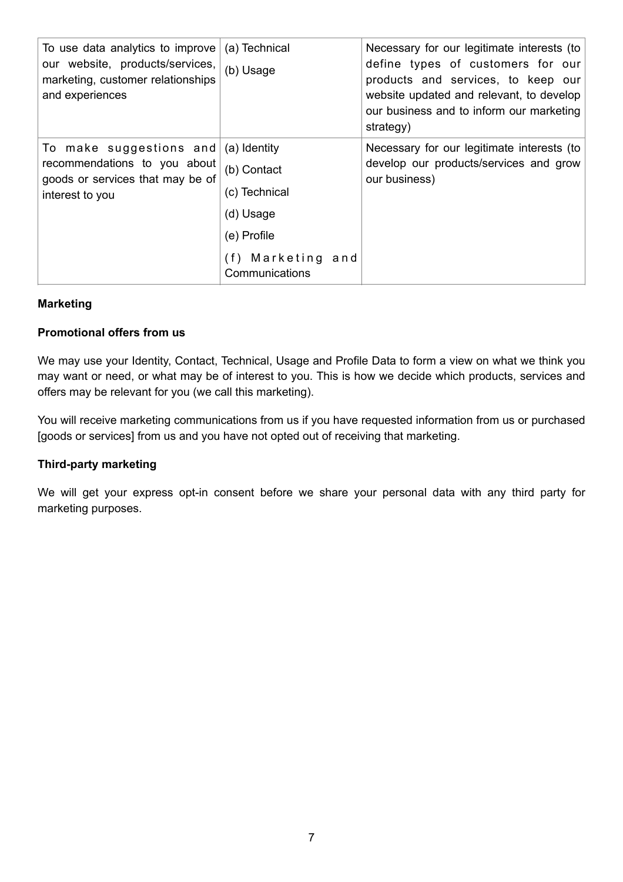| To use data analytics to improve our website, products/services, marketing, customer relationships and experiences | (a) Technical<br>(b) Usage | Necessary for our legitimate interests (to define types of customers for our products and services, to keep our website updated and relevant, to develop our business and to inform our marketing strategy) |
|---|---|---|
| To make suggestions and recommendations to you about goods or services that may be of interest to you | (a) Identity<br>(b) Contact<br>(c) Technical<br>(d) Usage<br>(e) Profile<br>(f) Marketing and Communications | Necessary for our legitimate interests (to develop our products/services and grow our business) |

**Marketing**

**Promotional offers from us**

We may use your Identity, Contact, Technical, Usage and Profile Data to form a view on what we think you may want or need, or what may be of interest to you. This is how we decide which products, services and offers may be relevant for you (we call this marketing).

You will receive marketing communications from us if you have requested information from us or purchased [goods or services] from us and you have not opted out of receiving that marketing.

**Third-party marketing**

We will get your express opt-in consent before we share your personal data with any third party for marketing purposes.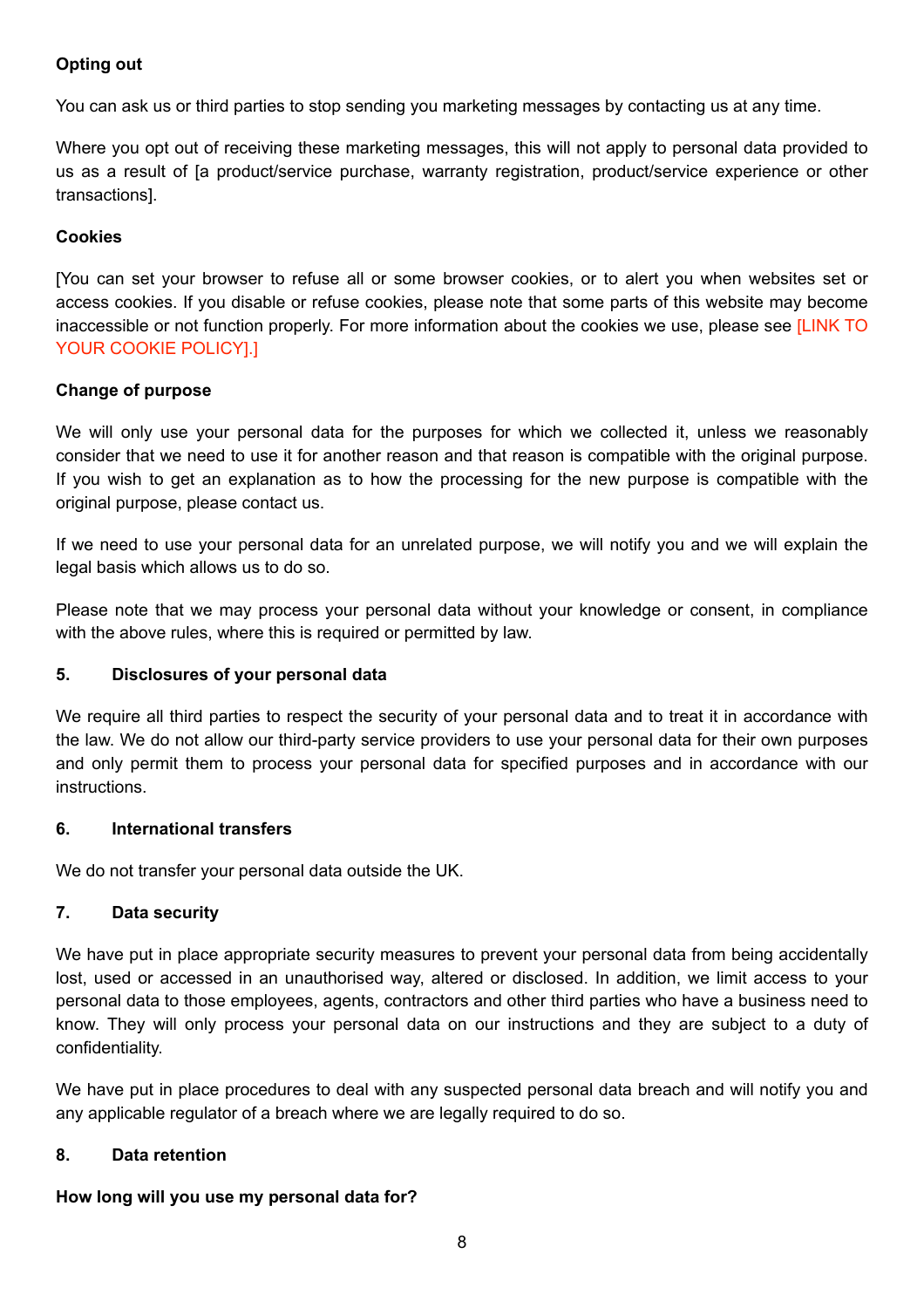**Opting out**

You can ask us or third parties to stop sending you marketing messages by contacting us at any time.

Where you opt out of receiving these marketing messages, this will not apply to personal data provided to us as a result of [a product/service purchase, warranty registration, product/service experience or other transactions].

**Cookies**

[You can set your browser to refuse all or some browser cookies, or to alert you when websites set or access cookies. If you disable or refuse cookies, please note that some parts of this website may become inaccessible or not function properly. For more information about the cookies we use, please see [LINK TO YOUR COOKIE POLICY].]

**Change of purpose**

We will only use your personal data for the purposes for which we collected it, unless we reasonably consider that we need to use it for another reason and that reason is compatible with the original purpose. If you wish to get an explanation as to how the processing for the new purpose is compatible with the original purpose, please contact us.

If we need to use your personal data for an unrelated purpose, we will notify you and we will explain the legal basis which allows us to do so.

Please note that we may process your personal data without your knowledge or consent, in compliance with the above rules, where this is required or permitted by law.

## 5. Disclosures of your personal data

We require all third parties to respect the security of your personal data and to treat it in accordance with the law. We do not allow our third-party service providers to use your personal data for their own purposes and only permit them to process your personal data for specified purposes and in accordance with our instructions.

## 6. International transfers

We do not transfer your personal data outside the UK.

## 7. Data security

We have put in place appropriate security measures to prevent your personal data from being accidentally lost, used or accessed in an unauthorised way, altered or disclosed. In addition, we limit access to your personal data to those employees, agents, contractors and other third parties who have a business need to know. They will only process your personal data on our instructions and they are subject to a duty of confidentiality.

We have put in place procedures to deal with any suspected personal data breach and will notify you and any applicable regulator of a breach where we are legally required to do so.

## 8. Data retention

**How long will you use my personal data for?**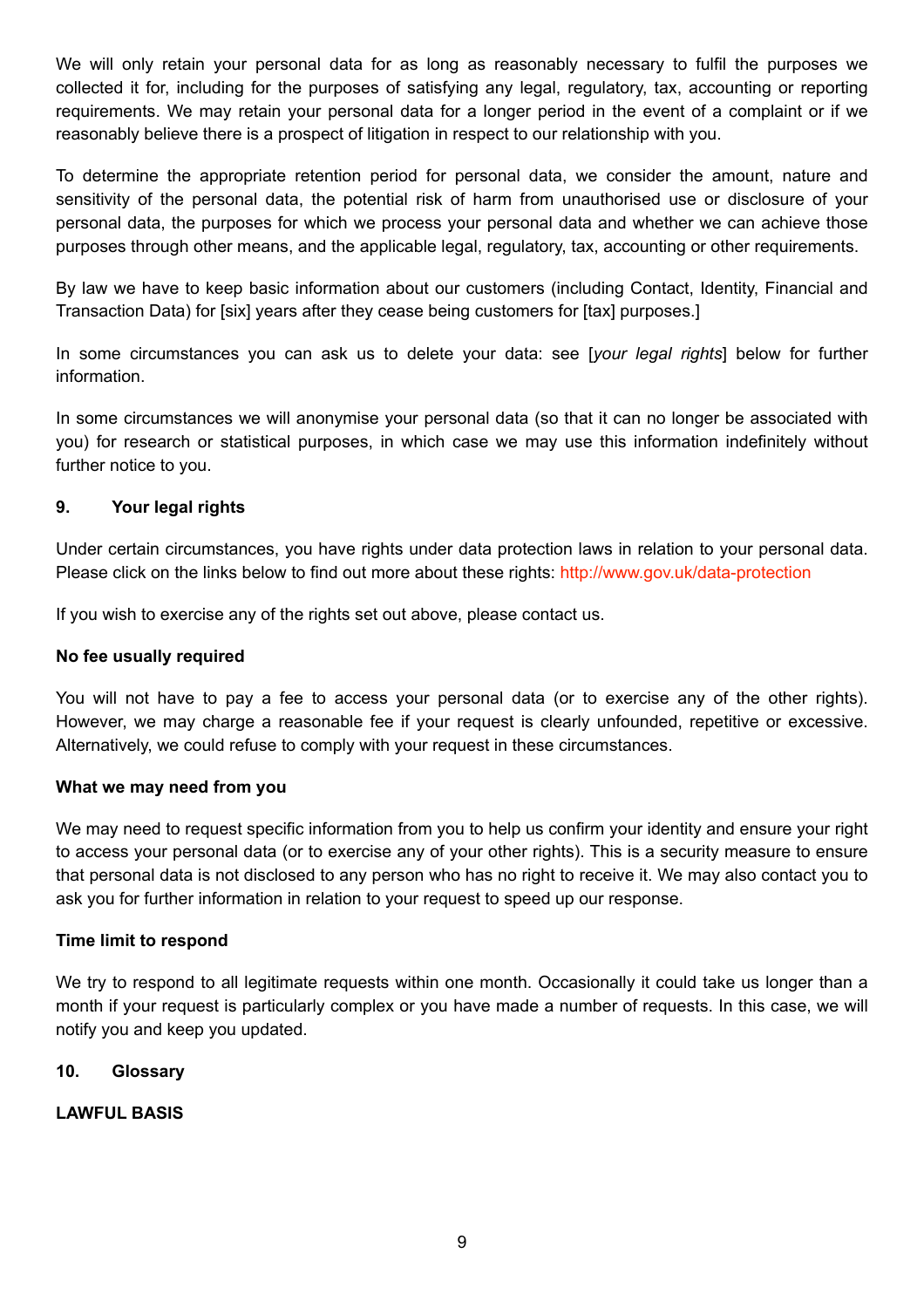We will only retain your personal data for as long as reasonably necessary to fulfil the purposes we collected it for, including for the purposes of satisfying any legal, regulatory, tax, accounting or reporting requirements. We may retain your personal data for a longer period in the event of a complaint or if we reasonably believe there is a prospect of litigation in respect to our relationship with you.

To determine the appropriate retention period for personal data, we consider the amount, nature and sensitivity of the personal data, the potential risk of harm from unauthorised use or disclosure of your personal data, the purposes for which we process your personal data and whether we can achieve those purposes through other means, and the applicable legal, regulatory, tax, accounting or other requirements.

By law we have to keep basic information about our customers (including Contact, Identity, Financial and Transaction Data) for [six] years after they cease being customers for [tax] purposes.]

In some circumstances you can ask us to delete your data: see [*your legal rights*] below for further information.

In some circumstances we will anonymise your personal data (so that it can no longer be associated with you) for research or statistical purposes, in which case we may use this information indefinitely without further notice to you.

**9. Your legal rights**

Under certain circumstances, you have rights under data protection laws in relation to your personal data. Please click on the links below to find out more about these rights: http://www.gov.uk/data-protection

If you wish to exercise any of the rights set out above, please contact us.

**No fee usually required**

You will not have to pay a fee to access your personal data (or to exercise any of the other rights). However, we may charge a reasonable fee if your request is clearly unfounded, repetitive or excessive. Alternatively, we could refuse to comply with your request in these circumstances.

**What we may need from you**

We may need to request specific information from you to help us confirm your identity and ensure your right to access your personal data (or to exercise any of your other rights). This is a security measure to ensure that personal data is not disclosed to any person who has no right to receive it. We may also contact you to ask you for further information in relation to your request to speed up our response.

**Time limit to respond**

We try to respond to all legitimate requests within one month. Occasionally it could take us longer than a month if your request is particularly complex or you have made a number of requests. In this case, we will notify you and keep you updated.

**10. Glossary**

**LAWFUL BASIS**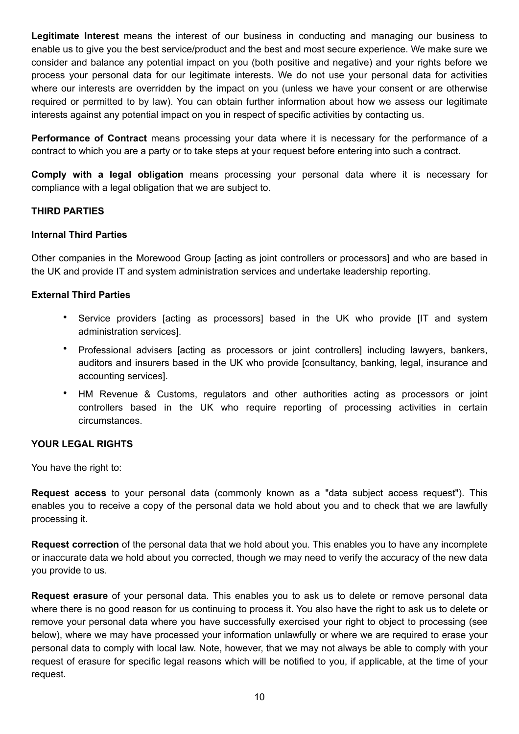**Legitimate Interest** means the interest of our business in conducting and managing our business to enable us to give you the best service/product and the best and most secure experience. We make sure we consider and balance any potential impact on you (both positive and negative) and your rights before we process your personal data for our legitimate interests. We do not use your personal data for activities where our interests are overridden by the impact on you (unless we have your consent or are otherwise required or permitted to by law). You can obtain further information about how we assess our legitimate interests against any potential impact on you in respect of specific activities by contacting us.

**Performance of Contract** means processing your data where it is necessary for the performance of a contract to which you are a party or to take steps at your request before entering into such a contract.

**Comply with a legal obligation** means processing your personal data where it is necessary for compliance with a legal obligation that we are subject to.

**THIRD PARTIES**

**Internal Third Parties**

Other companies in the Morewood Group [acting as joint controllers or processors] and who are based in the UK and provide IT and system administration services and undertake leadership reporting.

**External Third Parties**

- Service providers [acting as processors] based in the UK who provide [IT and system administration services].
- Professional advisers [acting as processors or joint controllers] including lawyers, bankers, auditors and insurers based in the UK who provide [consultancy, banking, legal, insurance and accounting services].
- HM Revenue & Customs, regulators and other authorities acting as processors or joint controllers based in the UK who require reporting of processing activities in certain circumstances.

**YOUR LEGAL RIGHTS**

You have the right to:

**Request access** to your personal data (commonly known as a "data subject access request"). This enables you to receive a copy of the personal data we hold about you and to check that we are lawfully processing it.

**Request correction** of the personal data that we hold about you. This enables you to have any incomplete or inaccurate data we hold about you corrected, though we may need to verify the accuracy of the new data you provide to us.

**Request erasure** of your personal data. This enables you to ask us to delete or remove personal data where there is no good reason for us continuing to process it. You also have the right to ask us to delete or remove your personal data where you have successfully exercised your right to object to processing (see below), where we may have processed your information unlawfully or where we are required to erase your personal data to comply with local law. Note, however, that we may not always be able to comply with your request of erasure for specific legal reasons which will be notified to you, if applicable, at the time of your request.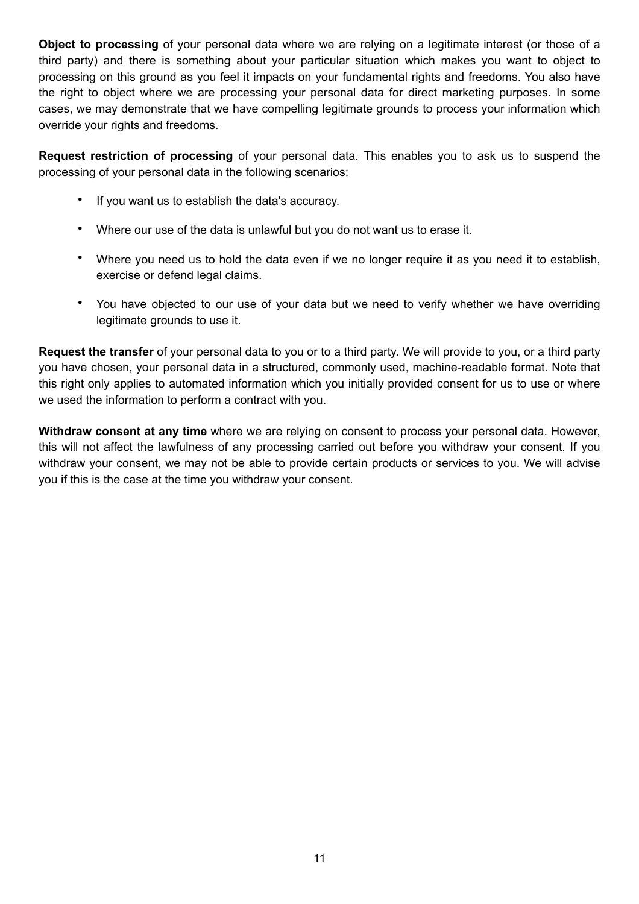**Object to processing** of your personal data where we are relying on a legitimate interest (or those of a third party) and there is something about your particular situation which makes you want to object to processing on this ground as you feel it impacts on your fundamental rights and freedoms. You also have the right to object where we are processing your personal data for direct marketing purposes. In some cases, we may demonstrate that we have compelling legitimate grounds to process your information which override your rights and freedoms.

**Request restriction of processing** of your personal data. This enables you to ask us to suspend the processing of your personal data in the following scenarios:

- If you want us to establish the data's accuracy.
- Where our use of the data is unlawful but you do not want us to erase it.
- Where you need us to hold the data even if we no longer require it as you need it to establish, exercise or defend legal claims.
- You have objected to our use of your data but we need to verify whether we have overriding legitimate grounds to use it.

**Request the transfer** of your personal data to you or to a third party. We will provide to you, or a third party you have chosen, your personal data in a structured, commonly used, machine-readable format. Note that this right only applies to automated information which you initially provided consent for us to use or where we used the information to perform a contract with you.

**Withdraw consent at any time** where we are relying on consent to process your personal data. However, this will not affect the lawfulness of any processing carried out before you withdraw your consent. If you withdraw your consent, we may not be able to provide certain products or services to you. We will advise you if this is the case at the time you withdraw your consent.